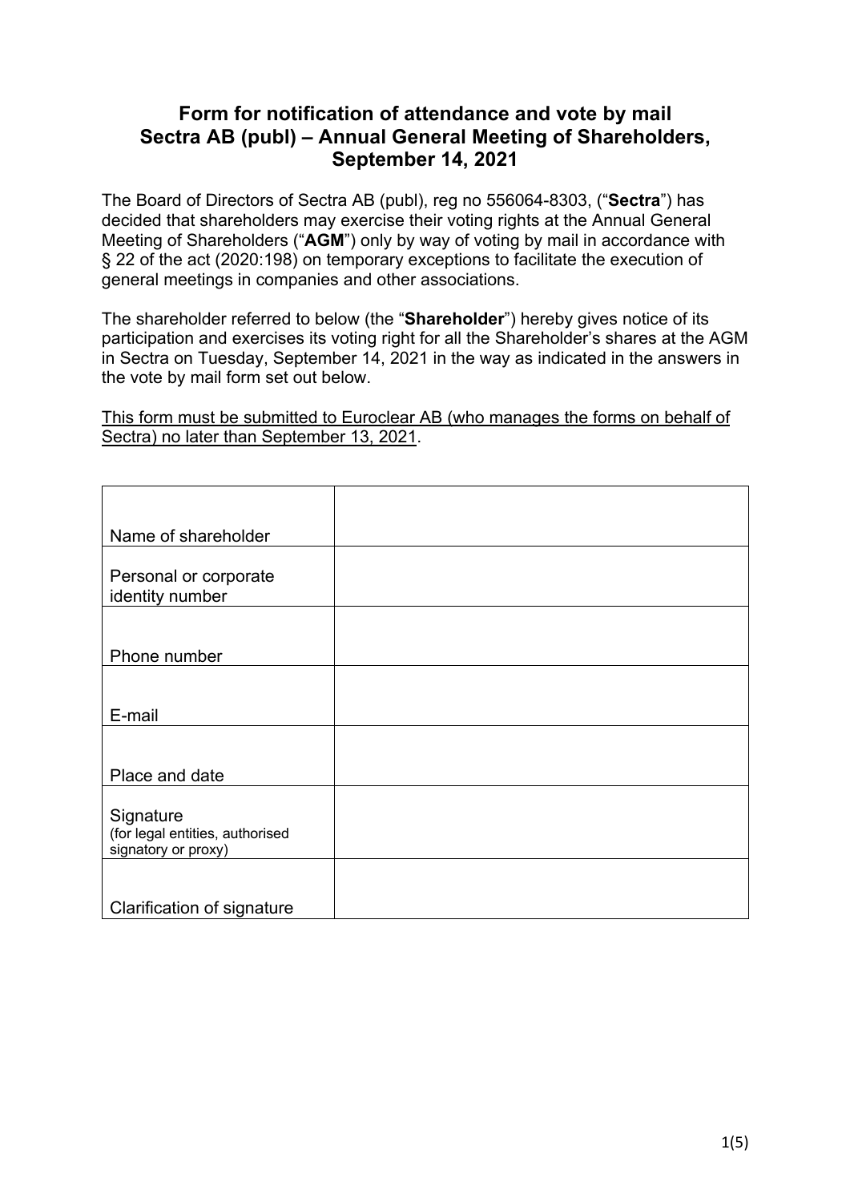# Form for notification of attendance and vote by mail Sectra AB (publ) – Annual General Meeting of Shareholders, September 14, 2021

The Board of Directors of Sectra AB (publ), reg no 556064-8303, ("**Sectra**") has decided that shareholders may exercise their voting rights at the Annual General Meeting of Shareholders ("**AGM**") only by way of voting by mail in accordance with § 22 of the act (2020:198) on temporary exceptions to facilitate the execution of general meetings in companies and other associations.

The shareholder referred to below (the "**Shareholder**") hereby gives notice of its participation and exercises its voting right for all the Shareholder's shares at the AGM in Sectra on Tuesday, September 14, 2021 in the way as indicated in the answers in the vote by mail form set out below.

<u>This form must be submitted to Euroclear AB (who manages the forms on behalf of Sectra) no later than September 13, 2021</u>.

| | |
|---|---|
| Name of shareholder | |
| Personal or corporate identity number | |
| Phone number | |
| E-mail | |
| Place and date | |
| Signature (for legal entities, authorised signatory or proxy) | |
| Clarification of signature | |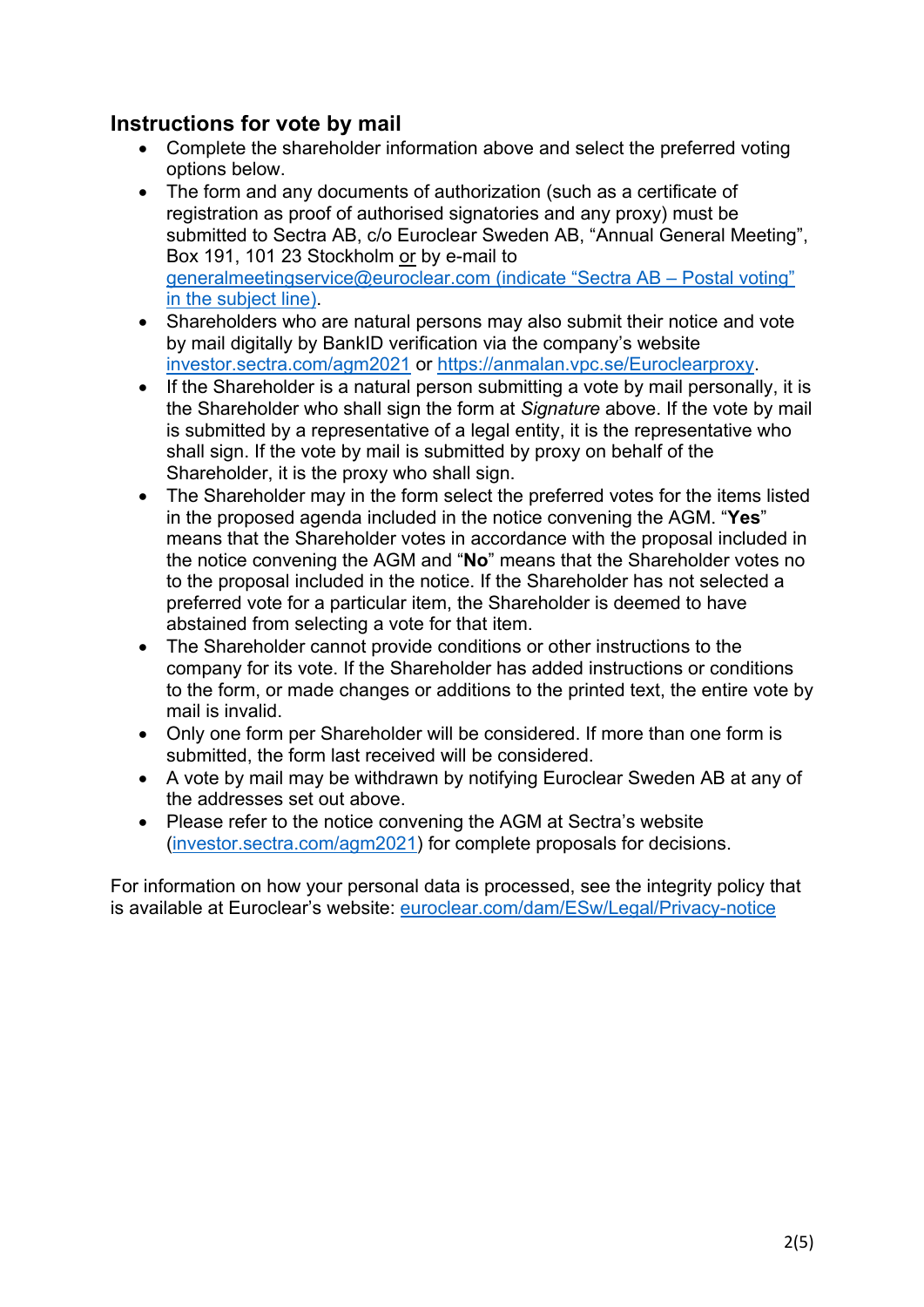## Instructions for vote by mail

- Complete the shareholder information above and select the preferred voting options below.
- The form and any documents of authorization (such as a certificate of registration as proof of authorised signatories and any proxy) must be submitted to Sectra AB, c/o Euroclear Sweden AB, "Annual General Meeting", Box 191, 101 23 Stockholm or by e-mail to generalmeetingservice@euroclear.com (indicate "Sectra AB – Postal voting" in the subject line).
- Shareholders who are natural persons may also submit their notice and vote by mail digitally by BankID verification via the company's website investor.sectra.com/agm2021 or https://anmalan.vpc.se/Euroclearproxy.
- If the Shareholder is a natural person submitting a vote by mail personally, it is the Shareholder who shall sign the form at *Signature* above. If the vote by mail is submitted by a representative of a legal entity, it is the representative who shall sign. If the vote by mail is submitted by proxy on behalf of the Shareholder, it is the proxy who shall sign.
- The Shareholder may in the form select the preferred votes for the items listed in the proposed agenda included in the notice convening the AGM. "**Yes**" means that the Shareholder votes in accordance with the proposal included in the notice convening the AGM and "**No**" means that the Shareholder votes no to the proposal included in the notice. If the Shareholder has not selected a preferred vote for a particular item, the Shareholder is deemed to have abstained from selecting a vote for that item.
- The Shareholder cannot provide conditions or other instructions to the company for its vote. If the Shareholder has added instructions or conditions to the form, or made changes or additions to the printed text, the entire vote by mail is invalid.
- Only one form per Shareholder will be considered. If more than one form is submitted, the form last received will be considered.
- A vote by mail may be withdrawn by notifying Euroclear Sweden AB at any of the addresses set out above.
- Please refer to the notice convening the AGM at Sectra's website (investor.sectra.com/agm2021) for complete proposals for decisions.

For information on how your personal data is processed, see the integrity policy that is available at Euroclear's website: euroclear.com/dam/ESw/Legal/Privacy-notice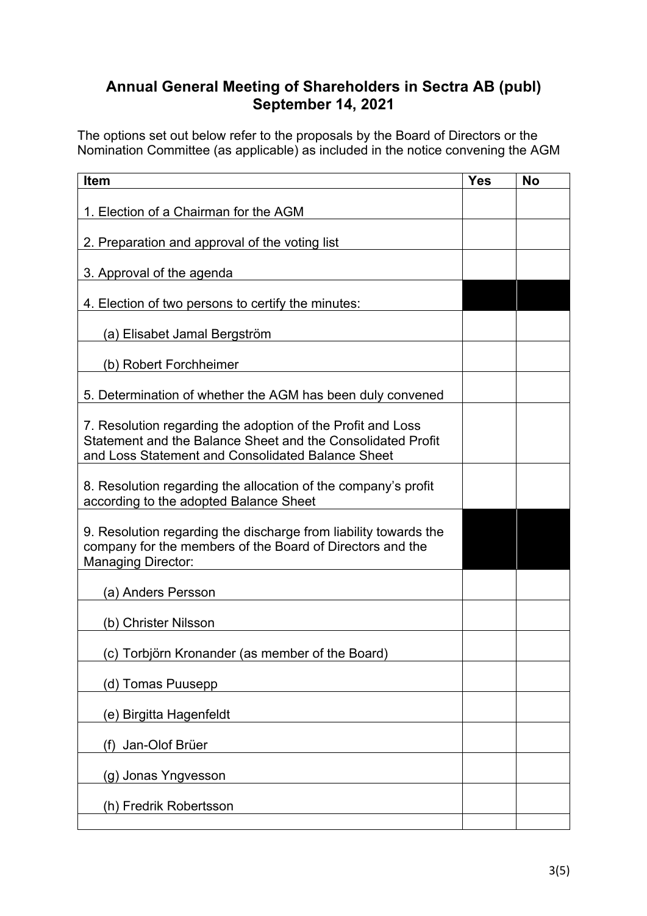## Annual General Meeting of Shareholders in Sectra AB (publ)
## September 14, 2021

The options set out below refer to the proposals by the Board of Directors or the Nomination Committee (as applicable) as included in the notice convening the AGM

| Item | Yes | No |
|---|---|---|
| 1. Election of a Chairman for the AGM | | |
| 2. Preparation and approval of the voting list | | |
| 3. Approval of the agenda | | |
| 4. Election of two persons to certify the minutes: | | |
| (a) Elisabet Jamal Bergström | | |
| (b) Robert Forchheimer | | |
| 5. Determination of whether the AGM has been duly convened | | |
| 7. Resolution regarding the adoption of the Profit and Loss Statement and the Balance Sheet and the Consolidated Profit and Loss Statement and Consolidated Balance Sheet | | |
| 8. Resolution regarding the allocation of the company's profit according to the adopted Balance Sheet | | |
| 9. Resolution regarding the discharge from liability towards the company for the members of the Board of Directors and the Managing Director: | | |
| (a) Anders Persson | | |
| (b) Christer Nilsson | | |
| (c) Torbjörn Kronander (as member of the Board) | | |
| (d) Tomas Puusepp | | |
| (e) Birgitta Hagenfeldt | | |
| (f) Jan-Olof Brüer | | |
| (g) Jonas Yngvesson | | |
| (h) Fredrik Robertsson | | |
| | | |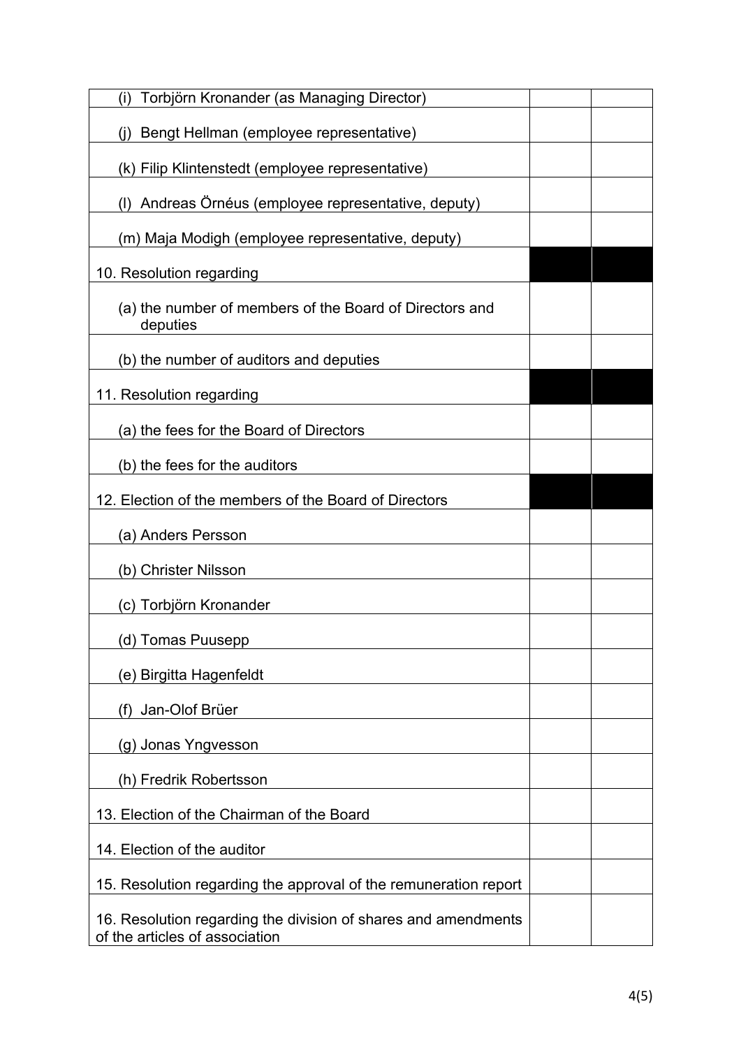| | | |
|---|---|---|
| (i) Torbjörn Kronander (as Managing Director) | | |
| (j) Bengt Hellman (employee representative) | | |
| (k) Filip Klintenstedt (employee representative) | | |
| (l) Andreas Örnéus (employee representative, deputy) | | |
| (m) Maja Modigh (employee representative, deputy) | | |
| 10. Resolution regarding | | |
| (a) the number of members of the Board of Directors and deputies | | |
| (b) the number of auditors and deputies | | |
| 11. Resolution regarding | | |
| (a) the fees for the Board of Directors | | |
| (b) the fees for the auditors | | |
| 12. Election of the members of the Board of Directors | | |
| (a) Anders Persson | | |
| (b) Christer Nilsson | | |
| (c) Torbjörn Kronander | | |
| (d) Tomas Puusepp | | |
| (e) Birgitta Hagenfeldt | | |
| (f) Jan-Olof Brüer | | |
| (g) Jonas Yngvesson | | |
| (h) Fredrik Robertsson | | |
| 13. Election of the Chairman of the Board | | |
| 14. Election of the auditor | | |
| 15. Resolution regarding the approval of the remuneration report | | |
| 16. Resolution regarding the division of shares and amendments of the articles of association | | |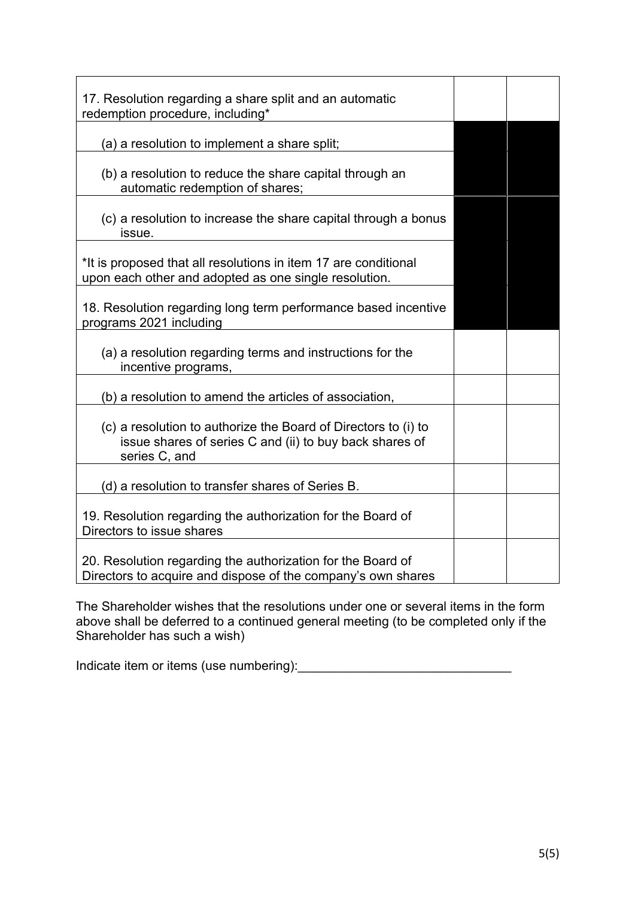| | | |
|---|---|---|
| 17. Resolution regarding a share split and an automatic redemption procedure, including* | | |
| (a) a resolution to implement a share split; | | |
| (b) a resolution to reduce the share capital through an automatic redemption of shares; | | |
| (c) a resolution to increase the share capital through a bonus issue. | | |
| *It is proposed that all resolutions in item 17 are conditional upon each other and adopted as one single resolution. | | |
| 18. Resolution regarding long term performance based incentive programs 2021 including | | |
| (a) a resolution regarding terms and instructions for the incentive programs, | | |
| (b) a resolution to amend the articles of association, | | |
| (c) a resolution to authorize the Board of Directors to (i) to issue shares of series C and (ii) to buy back shares of series C, and | | |
| (d) a resolution to transfer shares of Series B. | | |
| 19. Resolution regarding the authorization for the Board of Directors to issue shares | | |
| 20. Resolution regarding the authorization for the Board of Directors to acquire and dispose of the company's own shares | | |

The Shareholder wishes that the resolutions under one or several items in the form above shall be deferred to a continued general meeting (to be completed only if the Shareholder has such a wish)

Indicate item or items (use numbering):______________________________